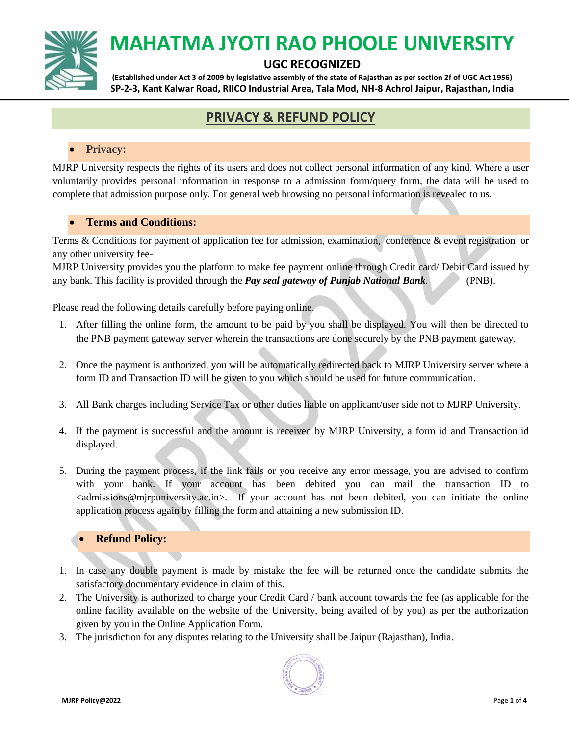# MAHATMA JYOTI RAO PHOOLE UNIVERSITY

**UGC RECOGNIZED**

**(Established under Act 3 of 2009 by legislative assembly of the state of Rajasthan as per section 2f of UGC Act 1956)**

**SP-2-3, Kant Kalwar Road, RIICO Industrial Area, Tala Mod, NH-8 Achrol Jaipur, Rajasthan, India**

## PRIVACY & REFUND POLICY

- **Privacy:**

MJRP University respects the rights of its users and does not collect personal information of any kind. Where a user voluntarily provides personal information in response to a admission form/query form, the data will be used to complete that admission purpose only. For general web browsing no personal information is revealed to us.

- **Terms and Conditions:**

Terms & Conditions for payment of application fee for admission, examination, conference & event registration or any other university fee-

MJRP University provides you the platform to make fee payment online through Credit card/ Debit Card issued by any bank. This facility is provided through the ***Pay seal gateway of Punjab National Bank***. (PNB).

Please read the following details carefully before paying online.

1. After filling the online form, the amount to be paid by you shall be displayed. You will then be directed to the PNB payment gateway server wherein the transactions are done securely by the PNB payment gateway.
2. Once the payment is authorized, you will be automatically redirected back to MJRP University server where a form ID and Transaction ID will be given to you which should be used for future communication.
3. All Bank charges including Service Tax or other duties liable on applicant/user side not to MJRP University.
4. If the payment is successful and the amount is received by MJRP University, a form id and Transaction id displayed.
5. During the payment process, if the link fails or you receive any error message, you are advised to confirm with your bank. If your account has been debited you can mail the transaction ID to <admissions@mjrpuniversity.ac.in>. If your account has not been debited, you can initiate the online application process again by filling the form and attaining a new submission ID.

- **Refund Policy:**

1. In case any double payment is made by mistake the fee will be returned once the candidate submits the satisfactory documentary evidence in claim of this.
2. The University is authorized to charge your Credit Card / bank account towards the fee (as applicable for the online facility available on the website of the University, being availed of by you) as per the authorization given by you in the Online Application Form.
3. The jurisdiction for any disputes relating to the University shall be Jaipur (Rajasthan), India.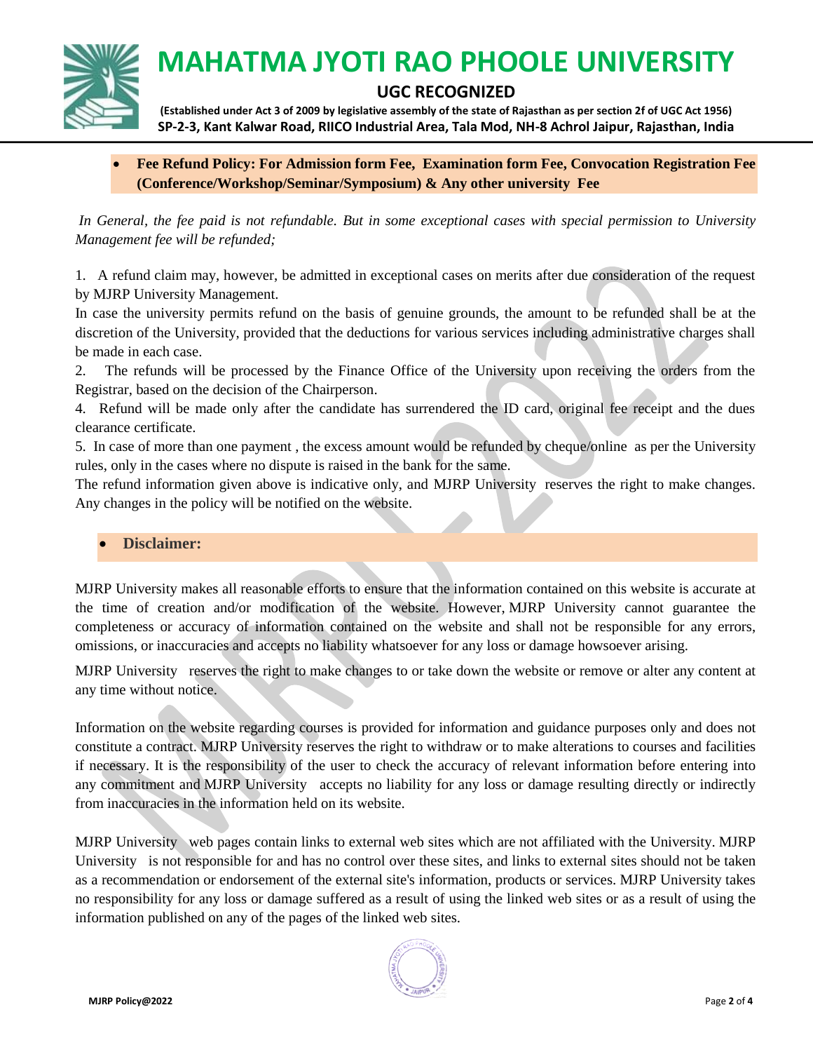- **Fee Refund Policy: For Admission form Fee, Examination form Fee, Convocation Registration Fee (Conference/Workshop/Seminar/Symposium) & Any other university Fee**

*In General, the fee paid is not refundable. But in some exceptional cases with special permission to University Management fee will be refunded;*

1. A refund claim may, however, be admitted in exceptional cases on merits after due consideration of the request by MJRP University Management.

In case the university permits refund on the basis of genuine grounds, the amount to be refunded shall be at the discretion of the University, provided that the deductions for various services including administrative charges shall be made in each case.

2. The refunds will be processed by the Finance Office of the University upon receiving the orders from the Registrar, based on the decision of the Chairperson.

4. Refund will be made only after the candidate has surrendered the ID card, original fee receipt and the dues clearance certificate.

5. In case of more than one payment , the excess amount would be refunded by cheque/online as per the University rules, only in the cases where no dispute is raised in the bank for the same.

The refund information given above is indicative only, and MJRP University reserves the right to make changes. Any changes in the policy will be notified on the website.

- **Disclaimer:**

MJRP University makes all reasonable efforts to ensure that the information contained on this website is accurate at the time of creation and/or modification of the website. However, MJRP University cannot guarantee the completeness or accuracy of information contained on the website and shall not be responsible for any errors, omissions, or inaccuracies and accepts no liability whatsoever for any loss or damage howsoever arising.

MJRP University reserves the right to make changes to or take down the website or remove or alter any content at any time without notice.

Information on the website regarding courses is provided for information and guidance purposes only and does not constitute a contract. MJRP University reserves the right to withdraw or to make alterations to courses and facilities if necessary. It is the responsibility of the user to check the accuracy of relevant information before entering into any commitment and MJRP University accepts no liability for any loss or damage resulting directly or indirectly from inaccuracies in the information held on its website.

MJRP University web pages contain links to external web sites which are not affiliated with the University. MJRP University is not responsible for and has no control over these sites, and links to external sites should not be taken as a recommendation or endorsement of the external site's information, products or services. MJRP University takes no responsibility for any loss or damage suffered as a result of using the linked web sites or as a result of using the information published on any of the pages of the linked web sites.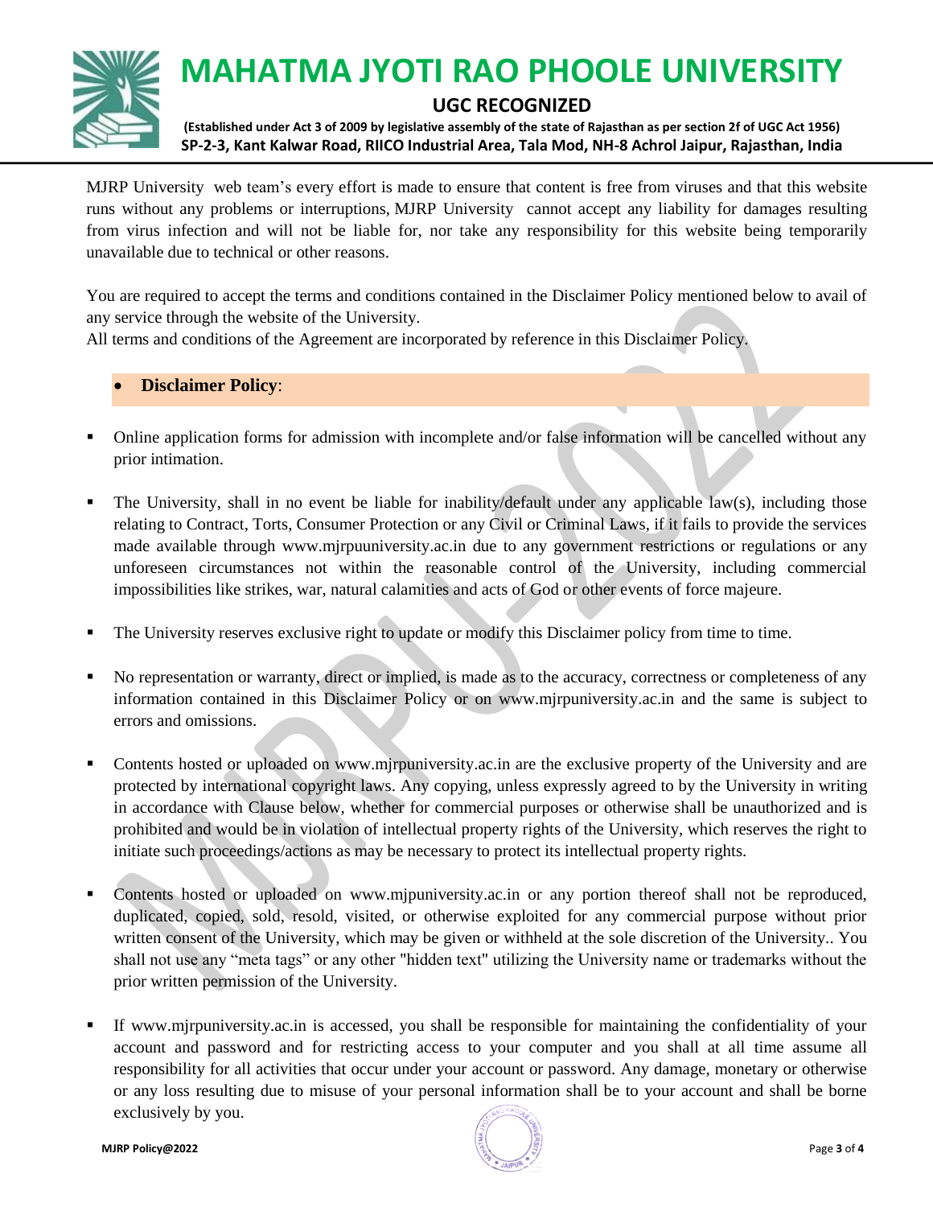MJRP University web team's every effort is made to ensure that content is free from viruses and that this website runs without any problems or interruptions, MJRP University cannot accept any liability for damages resulting from virus infection and will not be liable for, nor take any responsibility for this website being temporarily unavailable due to technical or other reasons.

You are required to accept the terms and conditions contained in the Disclaimer Policy mentioned below to avail of any service through the website of the University.
All terms and conditions of the Agreement are incorporated by reference in this Disclaimer Policy.

- **Disclaimer Policy**:

- Online application forms for admission with incomplete and/or false information will be cancelled without any prior intimation.

- The University, shall in no event be liable for inability/default under any applicable law(s), including those relating to Contract, Torts, Consumer Protection or any Civil or Criminal Laws, if it fails to provide the services made available through www.mjrpuuniversity.ac.in due to any government restrictions or regulations or any unforeseen circumstances not within the reasonable control of the University, including commercial impossibilities like strikes, war, natural calamities and acts of God or other events of force majeure.

- The University reserves exclusive right to update or modify this Disclaimer policy from time to time.

- No representation or warranty, direct or implied, is made as to the accuracy, correctness or completeness of any information contained in this Disclaimer Policy or on www.mjrpuniversity.ac.in and the same is subject to errors and omissions.

- Contents hosted or uploaded on www.mjrpuniversity.ac.in are the exclusive property of the University and are protected by international copyright laws. Any copying, unless expressly agreed to by the University in writing in accordance with Clause below, whether for commercial purposes or otherwise shall be unauthorized and is prohibited and would be in violation of intellectual property rights of the University, which reserves the right to initiate such proceedings/actions as may be necessary to protect its intellectual property rights.

- Contents hosted or uploaded on www.mjpuniversity.ac.in or any portion thereof shall not be reproduced, duplicated, copied, sold, resold, visited, or otherwise exploited for any commercial purpose without prior written consent of the University, which may be given or withheld at the sole discretion of the University.. You shall not use any "meta tags" or any other "hidden text" utilizing the University name or trademarks without the prior written permission of the University.

- If www.mjrpuniversity.ac.in is accessed, you shall be responsible for maintaining the confidentiality of your account and password and for restricting access to your computer and you shall at all time assume all responsibility for all activities that occur under your account or password. Any damage, monetary or otherwise or any loss resulting due to misuse of your personal information shall be to your account and shall be borne exclusively by you.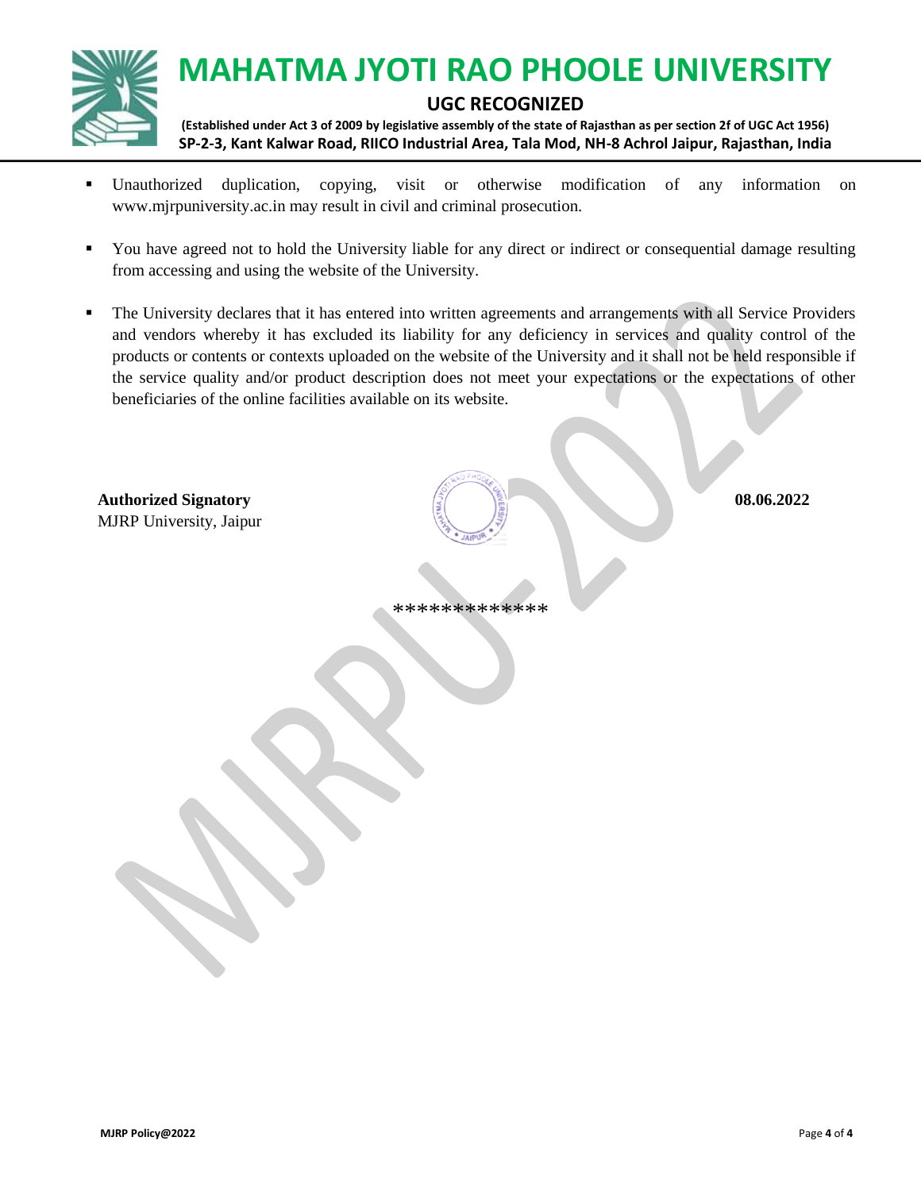- Unauthorized duplication, copying, visit or otherwise modification of any information on www.mjrpuniversity.ac.in may result in civil and criminal prosecution.

- You have agreed not to hold the University liable for any direct or indirect or consequential damage resulting from accessing and using the website of the University.

- The University declares that it has entered into written agreements and arrangements with all Service Providers and vendors whereby it has excluded its liability for any deficiency in services and quality control of the products or contents or contexts uploaded on the website of the University and it shall not be held responsible if the service quality and/or product description does not meet your expectations or the expectations of other beneficiaries of the online facilities available on its website.

**Authorized Signatory**
MJRP University, Jaipur

**08.06.2022**

*************